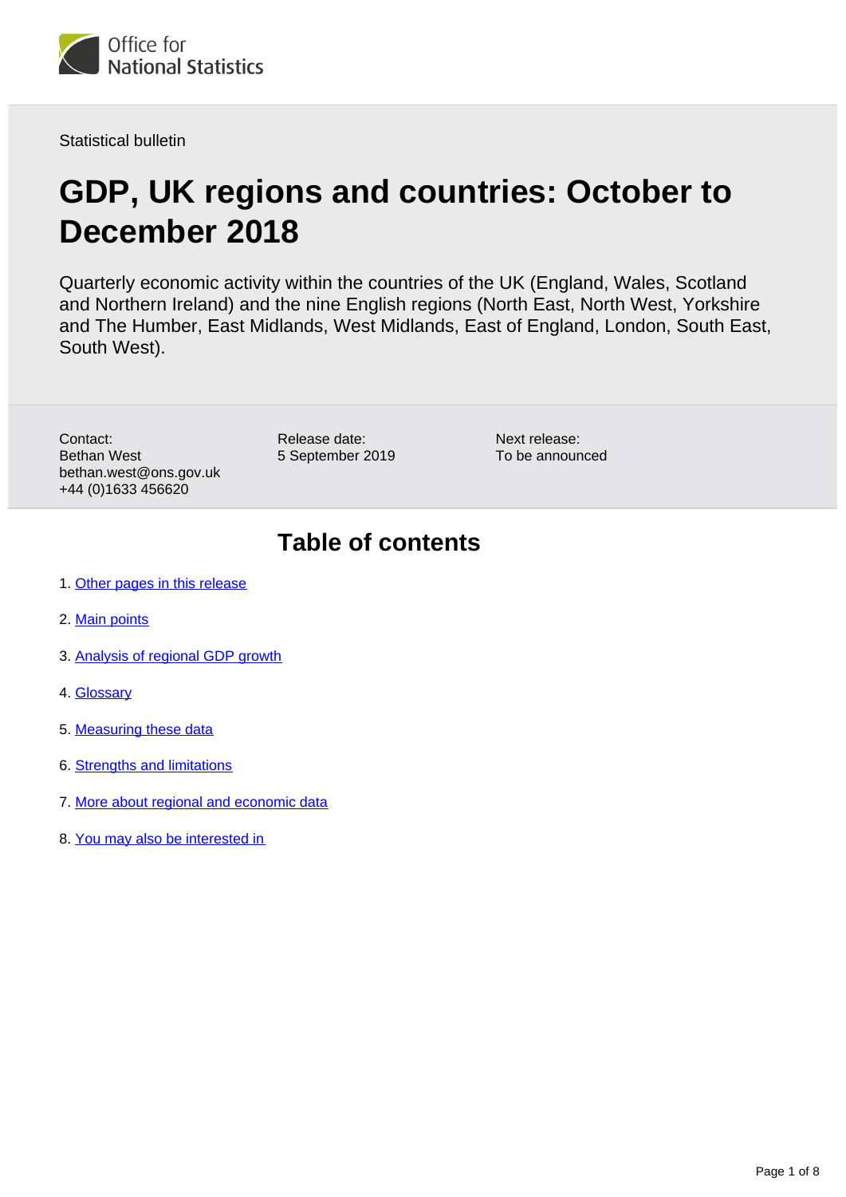Statistical bulletin

# GDP, UK regions and countries: October to December 2018

Quarterly economic activity within the countries of the UK (England, Wales, Scotland and Northern Ireland) and the nine English regions (North East, North West, Yorkshire and The Humber, East Midlands, West Midlands, East of England, London, South East, South West).

Contact:
Bethan West
bethan.west@ons.gov.uk
+44 (0)1633 456620

Release date:
5 September 2019

Next release:
To be announced

## Table of contents

1. Other pages in this release
2. Main points
3. Analysis of regional GDP growth
4. Glossary
5. Measuring these data
6. Strengths and limitations
7. More about regional and economic data
8. You may also be interested in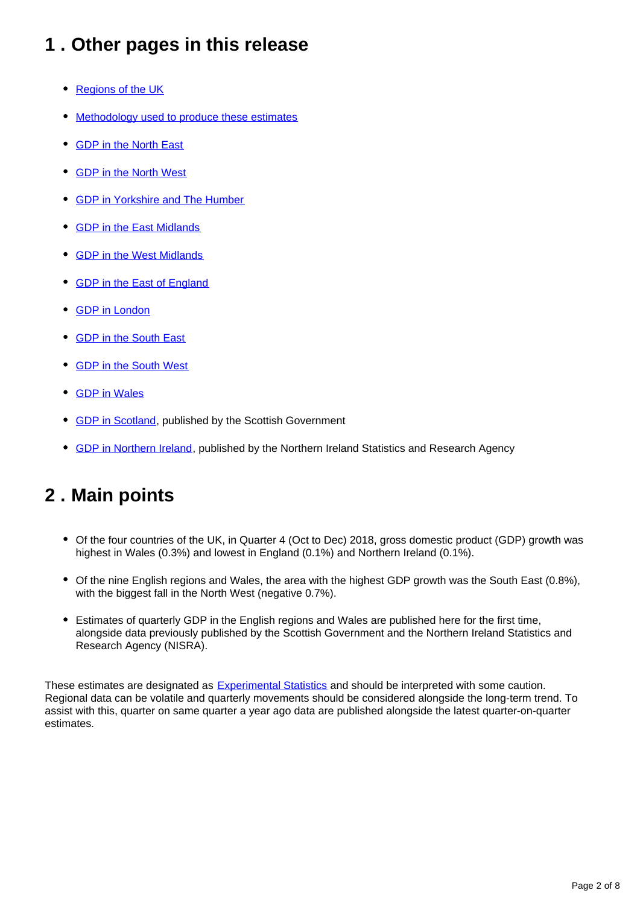## 1 . Other pages in this release

- Regions of the UK
- Methodology used to produce these estimates
- GDP in the North East
- GDP in the North West
- GDP in Yorkshire and The Humber
- GDP in the East Midlands
- GDP in the West Midlands
- GDP in the East of England
- GDP in London
- GDP in the South East
- GDP in the South West
- GDP in Wales
- GDP in Scotland, published by the Scottish Government
- GDP in Northern Ireland, published by the Northern Ireland Statistics and Research Agency

## 2 . Main points

- Of the four countries of the UK, in Quarter 4 (Oct to Dec) 2018, gross domestic product (GDP) growth was highest in Wales (0.3%) and lowest in England (0.1%) and Northern Ireland (0.1%).
- Of the nine English regions and Wales, the area with the highest GDP growth was the South East (0.8%), with the biggest fall in the North West (negative 0.7%).
- Estimates of quarterly GDP in the English regions and Wales are published here for the first time, alongside data previously published by the Scottish Government and the Northern Ireland Statistics and Research Agency (NISRA).

These estimates are designated as Experimental Statistics and should be interpreted with some caution. Regional data can be volatile and quarterly movements should be considered alongside the long-term trend. To assist with this, quarter on same quarter a year ago data are published alongside the latest quarter-on-quarter estimates.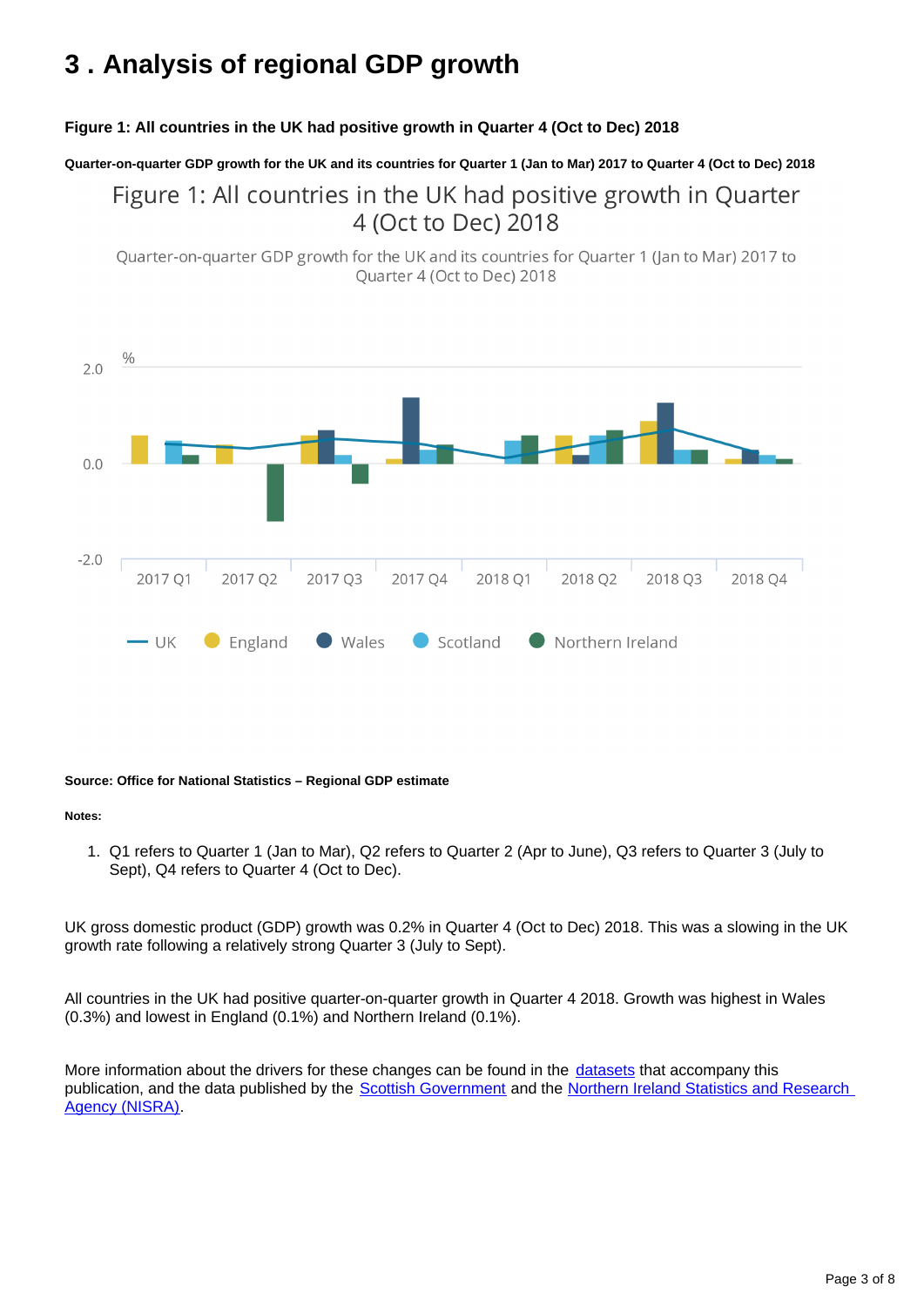## 3 . Analysis of regional GDP growth

**Figure 1: All countries in the UK had positive growth in Quarter 4 (Oct to Dec) 2018**

**Quarter-on-quarter GDP growth for the UK and its countries for Quarter 1 (Jan to Mar) 2017 to Quarter 4 (Oct to Dec) 2018**

Figure 1: All countries in the UK had positive growth in Quarter 4 (Oct to Dec) 2018

Quarter-on-quarter GDP growth for the UK and its countries for Quarter 1 (Jan to Mar) 2017 to Quarter 4 (Oct to Dec) 2018

**Source: Office for National Statistics – Regional GDP estimate**

**Notes:**

1. Q1 refers to Quarter 1 (Jan to Mar), Q2 refers to Quarter 2 (Apr to June), Q3 refers to Quarter 3 (July to Sept), Q4 refers to Quarter 4 (Oct to Dec).

UK gross domestic product (GDP) growth was 0.2% in Quarter 4 (Oct to Dec) 2018. This was a slowing in the UK growth rate following a relatively strong Quarter 3 (July to Sept).

All countries in the UK had positive quarter-on-quarter growth in Quarter 4 2018. Growth was highest in Wales (0.3%) and lowest in England (0.1%) and Northern Ireland (0.1%).

More information about the drivers for these changes can be found in the datasets that accompany this publication, and the data published by the Scottish Government and the Northern Ireland Statistics and Research Agency (NISRA).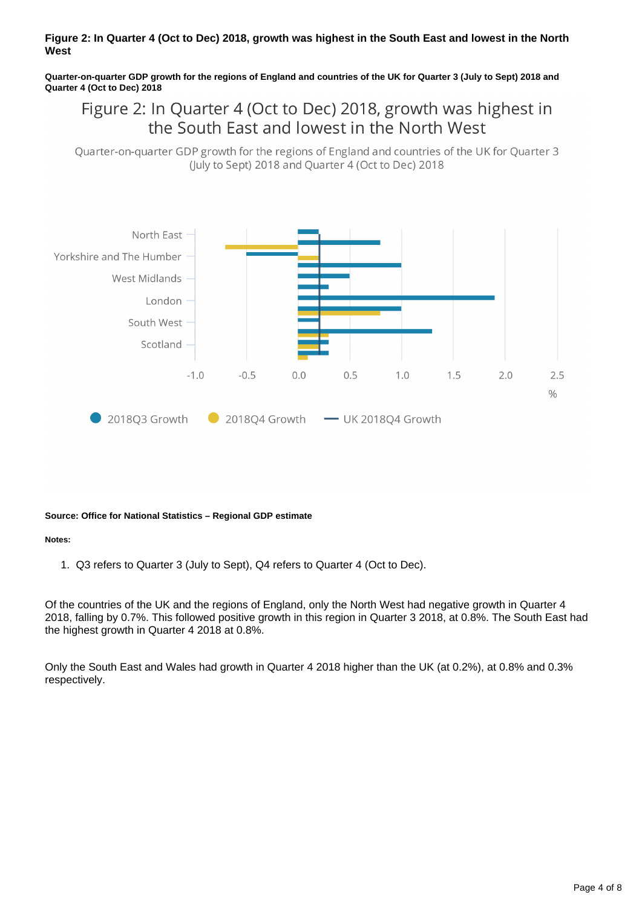**Figure 2: In Quarter 4 (Oct to Dec) 2018, growth was highest in the South East and lowest in the North West**

**Quarter-on-quarter GDP growth for the regions of England and countries of the UK for Quarter 3 (July to Sept) 2018 and Quarter 4 (Oct to Dec) 2018**

Figure 2: In Quarter 4 (Oct to Dec) 2018, growth was highest in the South East and lowest in the North West

Quarter-on-quarter GDP growth for the regions of England and countries of the UK for Quarter 3 (July to Sept) 2018 and Quarter 4 (Oct to Dec) 2018

North East
Yorkshire and The Humber
West Midlands
London
South West
Scotland

-1.0 -0.5 0.0 0.5 1.0 1.5 2.0 2.5
%

2018Q3 Growth 2018Q4 Growth UK 2018Q4 Growth

**Source: Office for National Statistics – Regional GDP estimate**

**Notes:**

1. Q3 refers to Quarter 3 (July to Sept), Q4 refers to Quarter 4 (Oct to Dec).

Of the countries of the UK and the regions of England, only the North West had negative growth in Quarter 4 2018, falling by 0.7%. This followed positive growth in this region in Quarter 3 2018, at 0.8%. The South East had the highest growth in Quarter 4 2018 at 0.8%.

Only the South East and Wales had growth in Quarter 4 2018 higher than the UK (at 0.2%), at 0.8% and 0.3% respectively.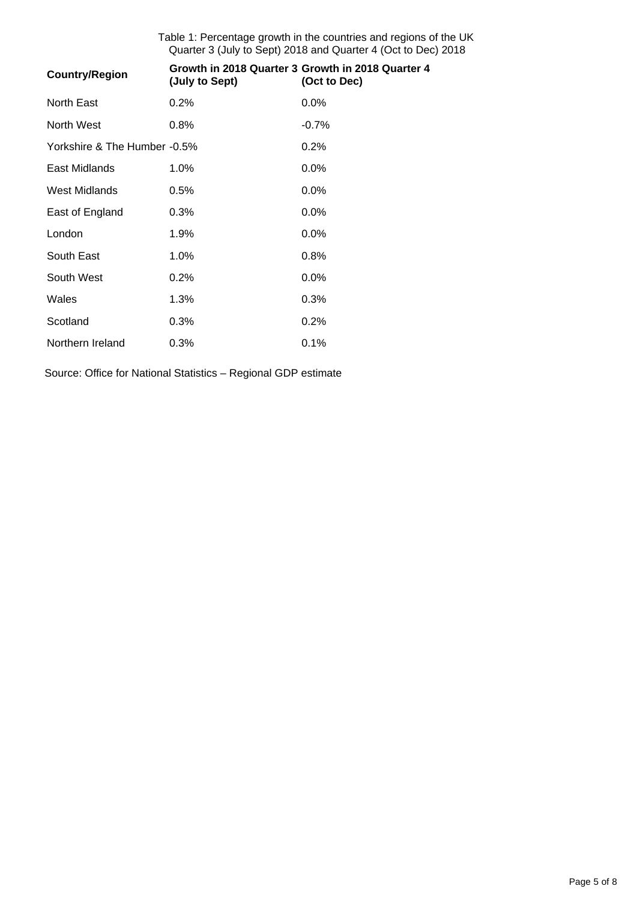Table 1: Percentage growth in the countries and regions of the UK
Quarter 3 (July to Sept) 2018 and Quarter 4 (Oct to Dec) 2018

| Country/Region | Growth in 2018 Quarter 3 (July to Sept) | Growth in 2018 Quarter 4 (Oct to Dec) |
|---|---|---|
| North East | 0.2% | 0.0% |
| North West | 0.8% | -0.7% |
| Yorkshire & The Humber | -0.5% | 0.2% |
| East Midlands | 1.0% | 0.0% |
| West Midlands | 0.5% | 0.0% |
| East of England | 0.3% | 0.0% |
| London | 1.9% | 0.0% |
| South East | 1.0% | 0.8% |
| South West | 0.2% | 0.0% |
| Wales | 1.3% | 0.3% |
| Scotland | 0.3% | 0.2% |
| Northern Ireland | 0.3% | 0.1% |

Source: Office for National Statistics – Regional GDP estimate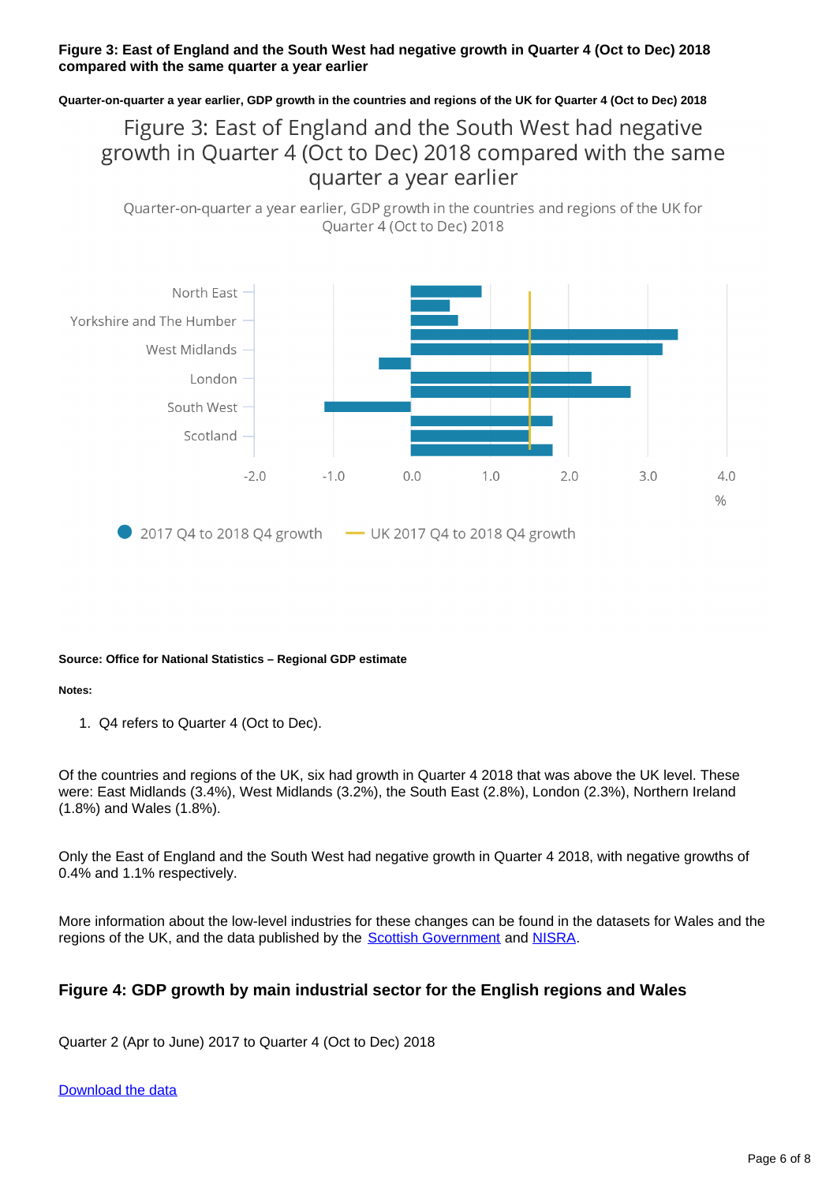**Figure 3: East of England and the South West had negative growth in Quarter 4 (Oct to Dec) 2018 compared with the same quarter a year earlier**

**Quarter-on-quarter a year earlier, GDP growth in the countries and regions of the UK for Quarter 4 (Oct to Dec) 2018**

Figure 3: East of England and the South West had negative growth in Quarter 4 (Oct to Dec) 2018 compared with the same quarter a year earlier

Quarter-on-quarter a year earlier, GDP growth in the countries and regions of the UK for Quarter 4 (Oct to Dec) 2018

North East
Yorkshire and The Humber
West Midlands
London
South West
Scotland

-2.0 -1.0 0.0 1.0 2.0 3.0 4.0
%

2017 Q4 to 2018 Q4 growth — UK 2017 Q4 to 2018 Q4 growth

**Source: Office for National Statistics – Regional GDP estimate**

**Notes:**

1. Q4 refers to Quarter 4 (Oct to Dec).

Of the countries and regions of the UK, six had growth in Quarter 4 2018 that was above the UK level. These were: East Midlands (3.4%), West Midlands (3.2%), the South East (2.8%), London (2.3%), Northern Ireland (1.8%) and Wales (1.8%).

Only the East of England and the South West had negative growth in Quarter 4 2018, with negative growths of 0.4% and 1.1% respectively.

More information about the low-level industries for these changes can be found in the datasets for Wales and the regions of the UK, and the data published by the Scottish Government and NISRA.

### Figure 4: GDP growth by main industrial sector for the English regions and Wales

Quarter 2 (Apr to June) 2017 to Quarter 4 (Oct to Dec) 2018

Download the data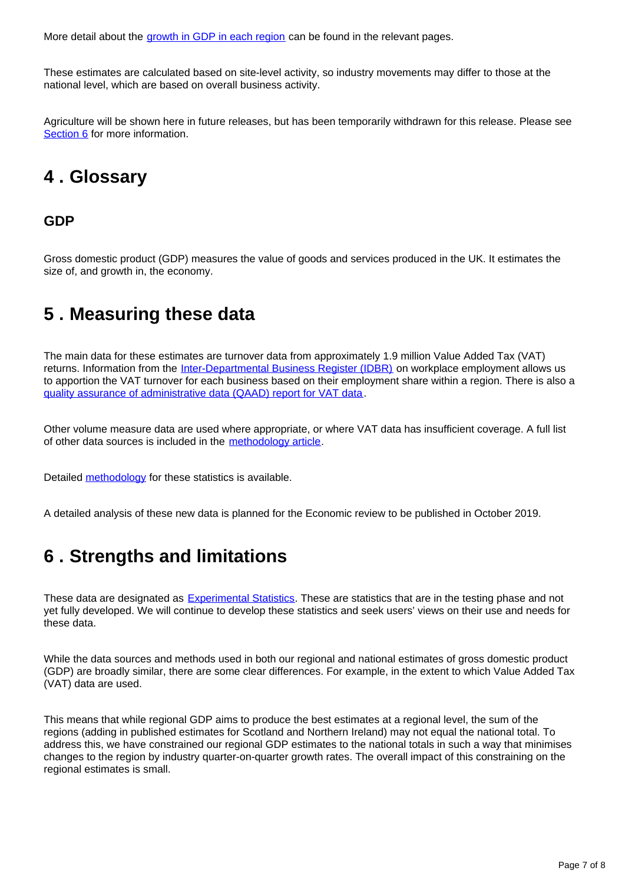More detail about the growth in GDP in each region can be found in the relevant pages.

These estimates are calculated based on site-level activity, so industry movements may differ to those at the national level, which are based on overall business activity.

Agriculture will be shown here in future releases, but has been temporarily withdrawn for this release. Please see Section 6 for more information.

## 4 . Glossary

### GDP

Gross domestic product (GDP) measures the value of goods and services produced in the UK. It estimates the size of, and growth in, the economy.

## 5 . Measuring these data

The main data for these estimates are turnover data from approximately 1.9 million Value Added Tax (VAT) returns. Information from the Inter-Departmental Business Register (IDBR) on workplace employment allows us to apportion the VAT turnover for each business based on their employment share within a region. There is also a quality assurance of administrative data (QAAD) report for VAT data.

Other volume measure data are used where appropriate, or where VAT data has insufficient coverage. A full list of other data sources is included in the methodology article.

Detailed methodology for these statistics is available.

A detailed analysis of these new data is planned for the Economic review to be published in October 2019.

## 6 . Strengths and limitations

These data are designated as Experimental Statistics. These are statistics that are in the testing phase and not yet fully developed. We will continue to develop these statistics and seek users' views on their use and needs for these data.

While the data sources and methods used in both our regional and national estimates of gross domestic product (GDP) are broadly similar, there are some clear differences. For example, in the extent to which Value Added Tax (VAT) data are used.

This means that while regional GDP aims to produce the best estimates at a regional level, the sum of the regions (adding in published estimates for Scotland and Northern Ireland) may not equal the national total. To address this, we have constrained our regional GDP estimates to the national totals in such a way that minimises changes to the region by industry quarter-on-quarter growth rates. The overall impact of this constraining on the regional estimates is small.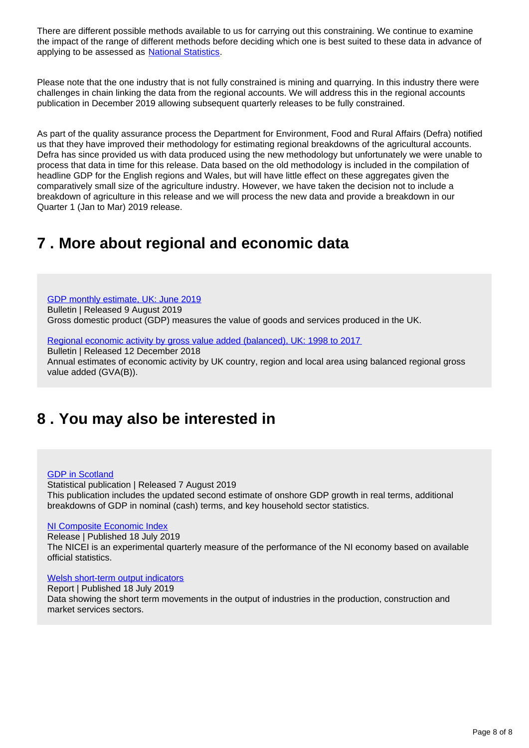There are different possible methods available to us for carrying out this constraining. We continue to examine the impact of the range of different methods before deciding which one is best suited to these data in advance of applying to be assessed as [National Statistics](#).

Please note that the one industry that is not fully constrained is mining and quarrying. In this industry there were challenges in chain linking the data from the regional accounts. We will address this in the regional accounts publication in December 2019 allowing subsequent quarterly releases to be fully constrained.

As part of the quality assurance process the Department for Environment, Food and Rural Affairs (Defra) notified us that they have improved their methodology for estimating regional breakdowns of the agricultural accounts. Defra has since provided us with data produced using the new methodology but unfortunately we were unable to process that data in time for this release. Data based on the old methodology is included in the compilation of headline GDP for the English regions and Wales, but will have little effect on these aggregates given the comparatively small size of the agriculture industry. However, we have taken the decision not to include a breakdown of agriculture in this release and we will process the new data and provide a breakdown in our Quarter 1 (Jan to Mar) 2019 release.

## 7 . More about regional and economic data

[GDP monthly estimate, UK: June 2019](#)
Bulletin | Released 9 August 2019
Gross domestic product (GDP) measures the value of goods and services produced in the UK.

[Regional economic activity by gross value added (balanced), UK: 1998 to 2017](#)
Bulletin | Released 12 December 2018
Annual estimates of economic activity by UK country, region and local area using balanced regional gross value added (GVA(B)).

## 8 . You may also be interested in

[GDP in Scotland](#)
Statistical publication | Released 7 August 2019
This publication includes the updated second estimate of onshore GDP growth in real terms, additional breakdowns of GDP in nominal (cash) terms, and key household sector statistics.

[NI Composite Economic Index](#)
Release | Published 18 July 2019
The NICEI is an experimental quarterly measure of the performance of the NI economy based on available official statistics.

[Welsh short-term output indicators](#)
Report | Published 18 July 2019
Data showing the short term movements in the output of industries in the production, construction and market services sectors.